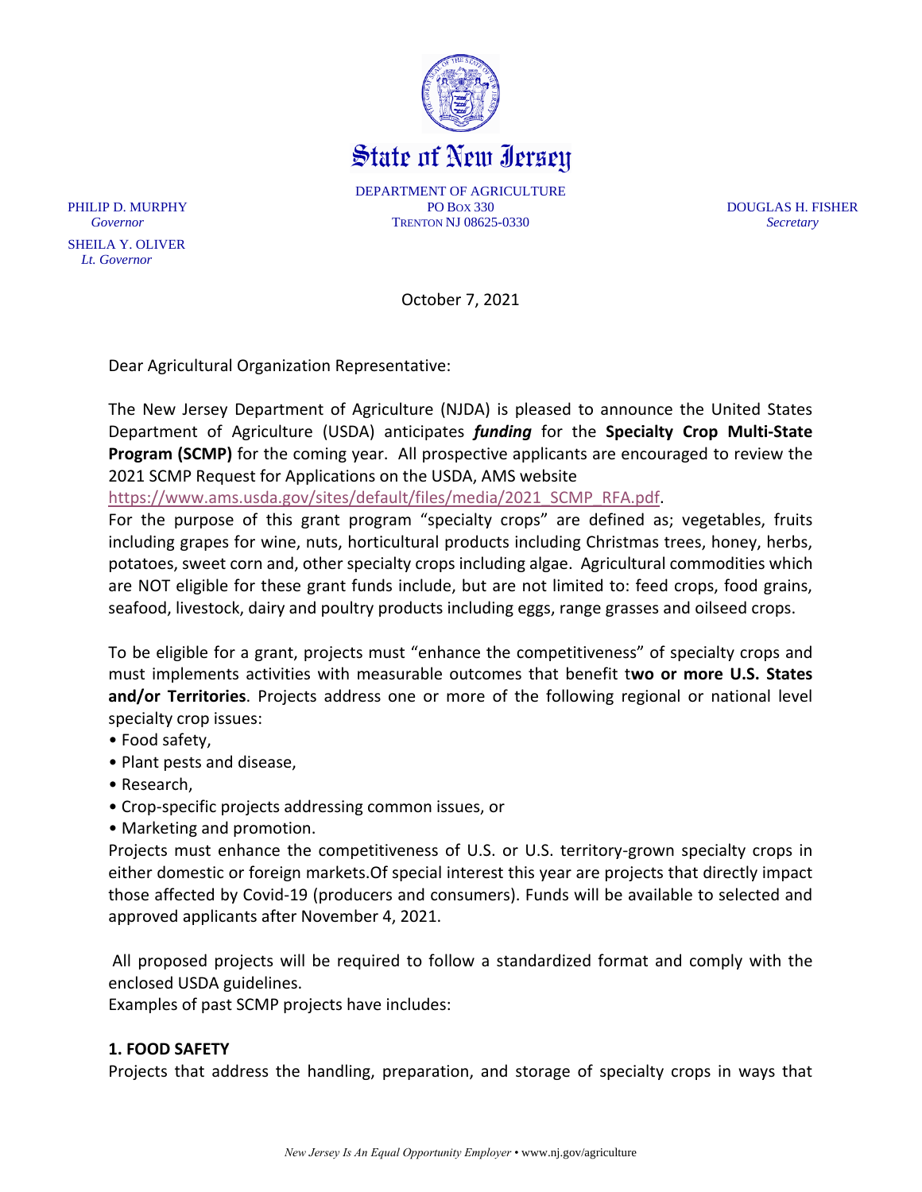# State of New Jersey

DEPARTMENT OF AGRICULTURE
PO BOX 330
TRENTON NJ 08625-0330

PHILIP D. MURPHY
*Governor*

SHEILA Y. OLIVER
*Lt. Governor*

DOUGLAS H. FISHER
*Secretary*

October 7, 2021

Dear Agricultural Organization Representative:

The New Jersey Department of Agriculture (NJDA) is pleased to announce the United States Department of Agriculture (USDA) anticipates ***funding*** for the **Specialty Crop Multi-State Program (SCMP)** for the coming year. All prospective applicants are encouraged to review the 2021 SCMP Request for Applications on the USDA, AMS website https://www.ams.usda.gov/sites/default/files/media/2021_SCMP_RFA.pdf.

For the purpose of this grant program "specialty crops" are defined as; vegetables, fruits including grapes for wine, nuts, horticultural products including Christmas trees, honey, herbs, potatoes, sweet corn and, other specialty crops including algae. Agricultural commodities which are NOT eligible for these grant funds include, but are not limited to: feed crops, food grains, seafood, livestock, dairy and poultry products including eggs, range grasses and oilseed crops.

To be eligible for a grant, projects must "enhance the competitiveness" of specialty crops and must implements activities with measurable outcomes that benefit t**wo or more U.S. States and/or Territories**. Projects address one or more of the following regional or national level specialty crop issues:

- Food safety,
- Plant pests and disease,
- Research,
- Crop-specific projects addressing common issues, or
- Marketing and promotion.

Projects must enhance the competitiveness of U.S. or U.S. territory-grown specialty crops in either domestic or foreign markets.Of special interest this year are projects that directly impact those affected by Covid-19 (producers and consumers). Funds will be available to selected and approved applicants after November 4, 2021.

All proposed projects will be required to follow a standardized format and comply with the enclosed USDA guidelines.

Examples of past SCMP projects have includes:

**1. FOOD SAFETY**

Projects that address the handling, preparation, and storage of specialty crops in ways that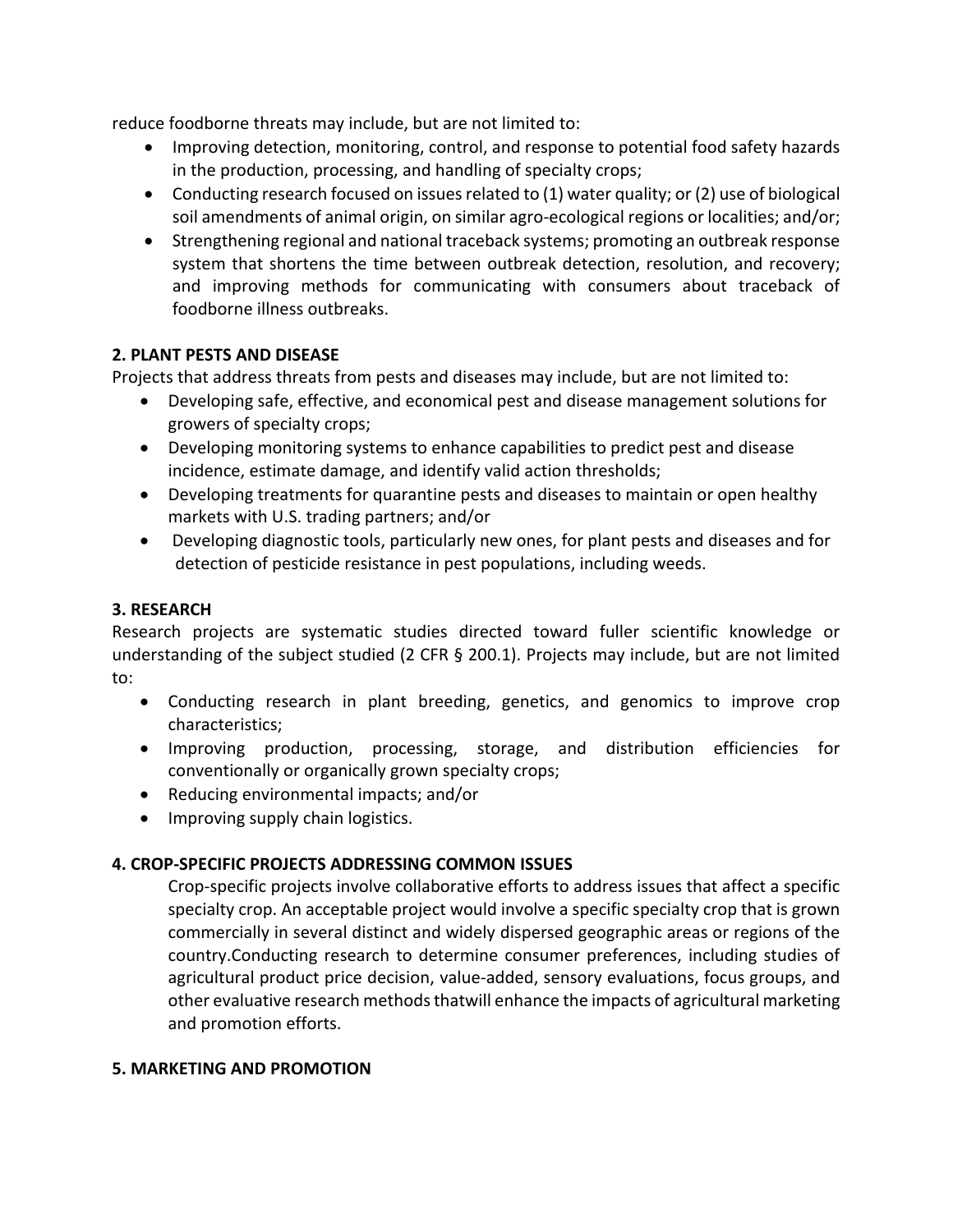reduce foodborne threats may include, but are not limited to:

- Improving detection, monitoring, control, and response to potential food safety hazards in the production, processing, and handling of specialty crops;
- Conducting research focused on issues related to (1) water quality; or (2) use of biological soil amendments of animal origin, on similar agro-ecological regions or localities; and/or;
- Strengthening regional and national traceback systems; promoting an outbreak response system that shortens the time between outbreak detection, resolution, and recovery; and improving methods for communicating with consumers about traceback of foodborne illness outbreaks.

**2. PLANT PESTS AND DISEASE**

Projects that address threats from pests and diseases may include, but are not limited to:

- Developing safe, effective, and economical pest and disease management solutions for growers of specialty crops;
- Developing monitoring systems to enhance capabilities to predict pest and disease incidence, estimate damage, and identify valid action thresholds;
- Developing treatments for quarantine pests and diseases to maintain or open healthy markets with U.S. trading partners; and/or
- Developing diagnostic tools, particularly new ones, for plant pests and diseases and for detection of pesticide resistance in pest populations, including weeds.

**3. RESEARCH**

Research projects are systematic studies directed toward fuller scientific knowledge or understanding of the subject studied (2 CFR § 200.1). Projects may include, but are not limited to:

- Conducting research in plant breeding, genetics, and genomics to improve crop characteristics;
- Improving production, processing, storage, and distribution efficiencies for conventionally or organically grown specialty crops;
- Reducing environmental impacts; and/or
- Improving supply chain logistics.

**4. CROP-SPECIFIC PROJECTS ADDRESSING COMMON ISSUES**

Crop-specific projects involve collaborative efforts to address issues that affect a specific specialty crop. An acceptable project would involve a specific specialty crop that is grown commercially in several distinct and widely dispersed geographic areas or regions of the country.Conducting research to determine consumer preferences, including studies of agricultural product price decision, value-added, sensory evaluations, focus groups, and other evaluative research methods thatwill enhance the impacts of agricultural marketing and promotion efforts.

**5. MARKETING AND PROMOTION**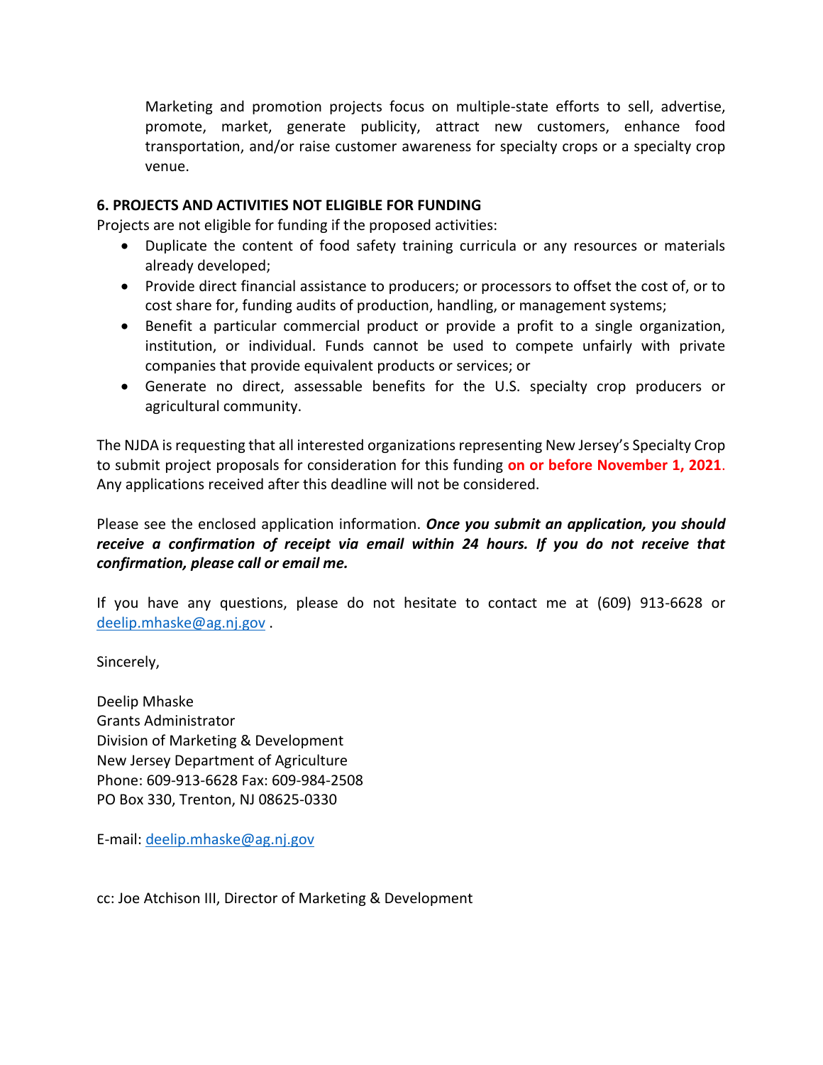Marketing and promotion projects focus on multiple-state efforts to sell, advertise, promote, market, generate publicity, attract new customers, enhance food transportation, and/or raise customer awareness for specialty crops or a specialty crop venue.

**6. PROJECTS AND ACTIVITIES NOT ELIGIBLE FOR FUNDING**

Projects are not eligible for funding if the proposed activities:

- Duplicate the content of food safety training curricula or any resources or materials already developed;
- Provide direct financial assistance to producers; or processors to offset the cost of, or to cost share for, funding audits of production, handling, or management systems;
- Benefit a particular commercial product or provide a profit to a single organization, institution, or individual. Funds cannot be used to compete unfairly with private companies that provide equivalent products or services; or
- Generate no direct, assessable benefits for the U.S. specialty crop producers or agricultural community.

The NJDA is requesting that all interested organizations representing New Jersey's Specialty Crop to submit project proposals for consideration for this funding **on or before November 1, 2021**. Any applications received after this deadline will not be considered.

Please see the enclosed application information. ***Once you submit an application, you should receive a confirmation of receipt via email within 24 hours. If you do not receive that confirmation, please call or email me.***

If you have any questions, please do not hesitate to contact me at (609) 913-6628 or deelip.mhaske@ag.nj.gov .

Sincerely,

Deelip Mhaske
Grants Administrator
Division of Marketing & Development
New Jersey Department of Agriculture
Phone: 609-913-6628 Fax: 609-984-2508
PO Box 330, Trenton, NJ 08625-0330

E-mail: deelip.mhaske@ag.nj.gov

cc: Joe Atchison III, Director of Marketing & Development